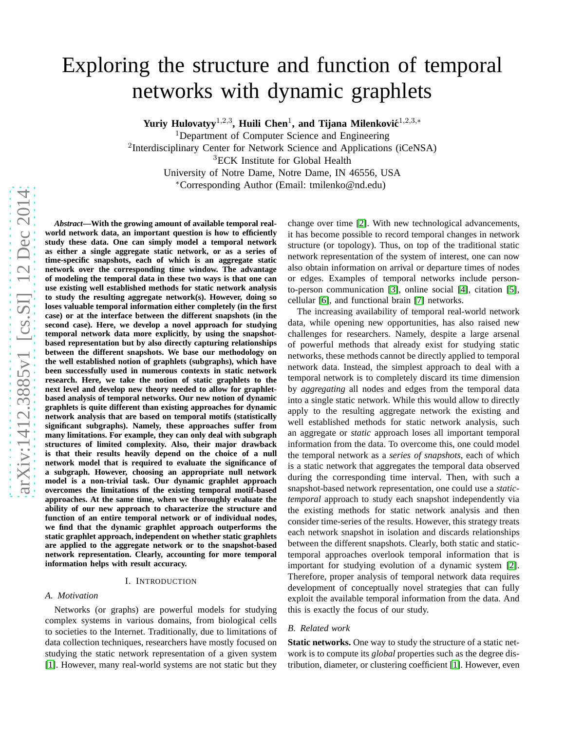# Exploring the structure and function of temporal networks with dynamic graphlets

**Yuriy Hulovatyy**[1,2,3], **Huili Chen**[1], **and Tijana Milenković**[1,2,3,*]

[1]Department of Computer Science and Engineering
[2]Interdisciplinary Center for Network Science and Applications (iCeNSA)
[3]ECK Institute for Global Health
University of Notre Dame, Notre Dame, IN 46556, USA
[*]Corresponding Author (Email: tmilenko@nd.edu)

***Abstract*—With the growing amount of available temporal real-world network data, an important question is how to efficiently study these data. One can simply model a temporal network as either a single aggregate static network, or as a series of time-specific snapshots, each of which is an aggregate static network over the corresponding time window. The advantage of modeling the temporal data in these two ways is that one can use existing well established methods for static network analysis to study the resulting aggregate network(s). However, doing so loses valuable temporal information either completely (in the first case) or at the interface between the different snapshots (in the second case). Here, we develop a novel approach for studying temporal network data more explicitly, by using the snapshot-based representation but by also directly capturing relationships between the different snapshots. We base our methodology on the well established notion of graphlets (subgraphs), which have been successfully used in numerous contexts in static network research. Here, we take the notion of static graphlets to the next level and develop new theory needed to allow for graphlet-based analysis of temporal networks. Our new notion of dynamic graphlets is quite different than existing approaches for dynamic network analysis that are based on temporal motifs (statistically significant subgraphs). Namely, these approaches suffer from many limitations. For example, they can only deal with subgraph structures of limited complexity. Also, their major drawback is that their results heavily depend on the choice of a null network model that is required to evaluate the significance of a subgraph. However, choosing an appropriate null network model is a non-trivial task. Our dynamic graphlet approach overcomes the limitations of the existing temporal motif-based approaches. At the same time, when we thoroughly evaluate the ability of our new approach to characterize the structure and function of an entire temporal network or of individual nodes, we find that the dynamic graphlet approach outperforms the static graphlet approach, independent on whether static graphlets are applied to the aggregate network or to the snapshot-based network representation. Clearly, accounting for more temporal information helps with result accuracy.**

## I. Introduction

### A. Motivation

Networks (or graphs) are powerful models for studying complex systems in various domains, from biological cells to societies to the Internet. Traditionally, due to limitations of data collection techniques, researchers have mostly focused on studying the static network representation of a given system [1]. However, many real-world systems are not static but they change over time [2]. With new technological advancements, it has become possible to record temporal changes in network structure (or topology). Thus, on top of the traditional static network representation of the system of interest, one can now also obtain information on arrival or departure times of nodes or edges. Examples of temporal networks include person-to-person communication [3], online social [4], citation [5], cellular [6], and functional brain [7] networks.

The increasing availability of temporal real-world network data, while opening new opportunities, has also raised new challenges for researchers. Namely, despite a large arsenal of powerful methods that already exist for studying static networks, these methods cannot be directly applied to temporal network data. Instead, the simplest approach to deal with a temporal network is to completely discard its time dimension by *aggregating* all nodes and edges from the temporal data into a single static network. While this would allow to directly apply to the resulting aggregate network the existing and well established methods for static network analysis, such an aggregate or *static* approach loses all important temporal information from the data. To overcome this, one could model the temporal network as a *series of snapshots*, each of which is a static network that aggregates the temporal data observed during the corresponding time interval. Then, with such a snapshot-based network representation, one could use a *static-temporal* approach to study each snapshot independently via the existing methods for static network analysis and then consider time-series of the results. However, this strategy treats each network snapshot in isolation and discards relationships between the different snapshots. Clearly, both static and static-temporal approaches overlook temporal information that is important for studying evolution of a dynamic system [2]. Therefore, proper analysis of temporal network data requires development of conceptually novel strategies that can fully exploit the available temporal information from the data. And this is exactly the focus of our study.

### B. Related work

**Static networks.** One way to study the structure of a static network is to compute its *global* properties such as the degree distribution, diameter, or clustering coefficient [1]. However, even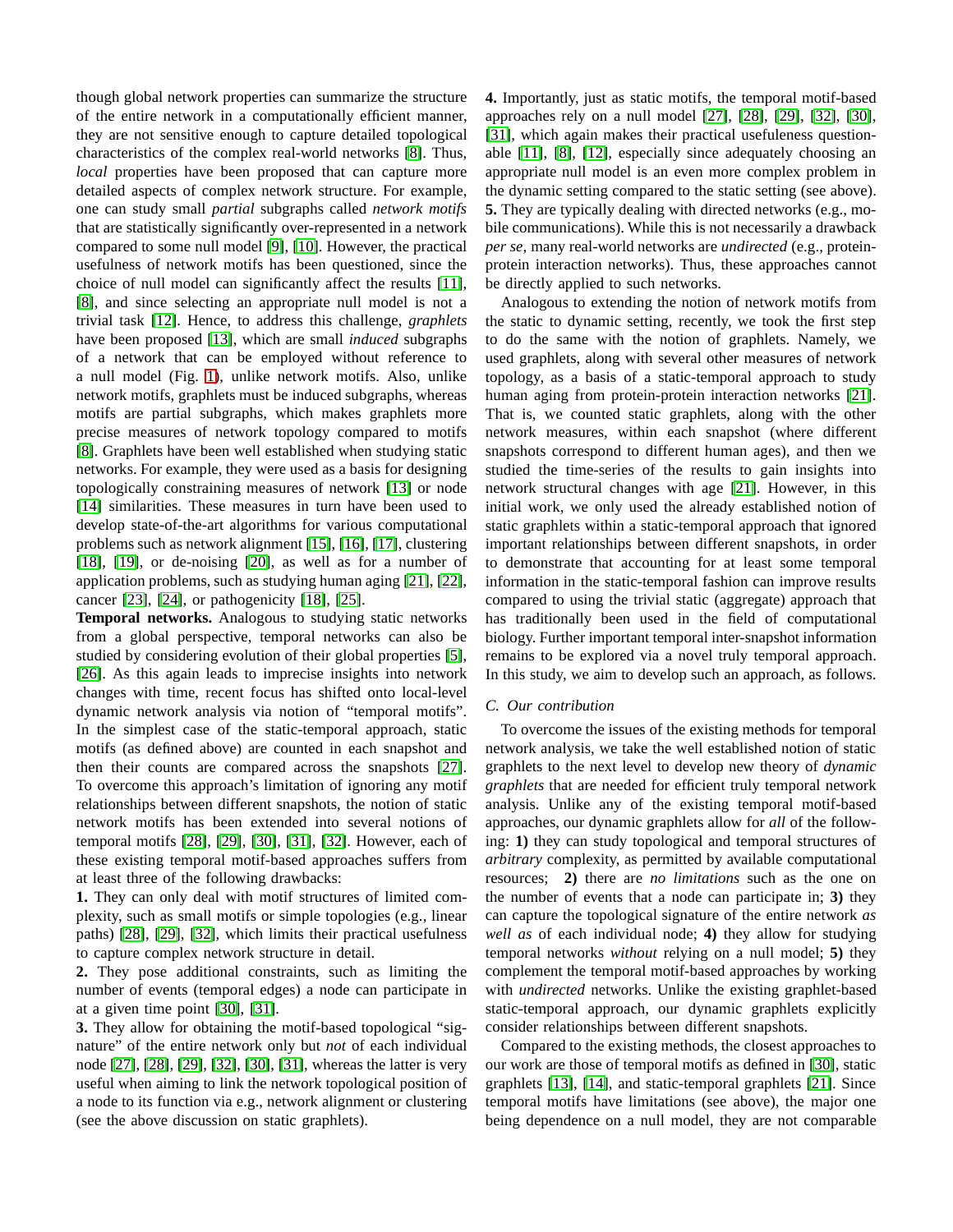though global network properties can summarize the structure of the entire network in a computationally efficient manner, they are not sensitive enough to capture detailed topological characteristics of the complex real-world networks [8]. Thus, *local* properties have been proposed that can capture more detailed aspects of complex network structure. For example, one can study small *partial* subgraphs called *network motifs* that are statistically significantly over-represented in a network compared to some null model [9], [10]. However, the practical usefulness of network motifs has been questioned, since the choice of null model can significantly affect the results [11], [8], and since selecting an appropriate null model is not a trivial task [12]. Hence, to address this challenge, *graphlets* have been proposed [13], which are small *induced* subgraphs of a network that can be employed without reference to a null model (Fig. 1), unlike network motifs. Also, unlike network motifs, graphlets must be induced subgraphs, whereas motifs are partial subgraphs, which makes graphlets more precise measures of network topology compared to motifs [8]. Graphlets have been well established when studying static networks. For example, they were used as a basis for designing topologically constraining measures of network [13] or node [14] similarities. These measures in turn have been used to develop state-of-the-art algorithms for various computational problems such as network alignment [15], [16], [17], clustering [18], [19], or de-noising [20], as well as for a number of application problems, such as studying human aging [21], [22], cancer [23], [24], or pathogenicity [18], [25].

**Temporal networks.** Analogous to studying static networks from a global perspective, temporal networks can also be studied by considering evolution of their global properties [5], [26]. As this again leads to imprecise insights into network changes with time, recent focus has shifted onto local-level dynamic network analysis via notion of "temporal motifs". In the simplest case of the static-temporal approach, static motifs (as defined above) are counted in each snapshot and then their counts are compared across the snapshots [27]. To overcome this approach's limitation of ignoring any motif relationships between different snapshots, the notion of static network motifs has been extended into several notions of temporal motifs [28], [29], [30], [31], [32]. However, each of these existing temporal motif-based approaches suffers from at least three of the following drawbacks:

**1.** They can only deal with motif structures of limited complexity, such as small motifs or simple topologies (e.g., linear paths) [28], [29], [32], which limits their practical usefulness to capture complex network structure in detail.

**2.** They pose additional constraints, such as limiting the number of events (temporal edges) a node can participate in at a given time point [30], [31].

**3.** They allow for obtaining the motif-based topological "signature" of the entire network only but *not* of each individual node [27], [28], [29], [32], [30], [31], whereas the latter is very useful when aiming to link the network topological position of a node to its function via e.g., network alignment or clustering (see the above discussion on static graphlets).

**4.** Importantly, just as static motifs, the temporal motif-based approaches rely on a null model [27], [28], [29], [32], [30], [31], which again makes their practical usefuleness questionable [11], [8], [12], especially since adequately choosing an appropriate null model is an even more complex problem in the dynamic setting compared to the static setting (see above).

**5.** They are typically dealing with directed networks (e.g., mobile communications). While this is not necessarily a drawback *per se*, many real-world networks are *undirected* (e.g., protein-protein interaction networks). Thus, these approaches cannot be directly applied to such networks.

Analogous to extending the notion of network motifs from the static to dynamic setting, recently, we took the first step to do the same with the notion of graphlets. Namely, we used graphlets, along with several other measures of network topology, as a basis of a static-temporal approach to study human aging from protein-protein interaction networks [21]. That is, we counted static graphlets, along with the other network measures, within each snapshot (where different snapshots correspond to different human ages), and then we studied the time-series of the results to gain insights into network structural changes with age [21]. However, in this initial work, we only used the already established notion of static graphlets within a static-temporal approach that ignored important relationships between different snapshots, in order to demonstrate that accounting for at least some temporal information in the static-temporal fashion can improve results compared to using the trivial static (aggregate) approach that has traditionally been used in the field of computational biology. Further important temporal inter-snapshot information remains to be explored via a novel truly temporal approach. In this study, we aim to develop such an approach, as follows.

### C. Our contribution

To overcome the issues of the existing methods for temporal network analysis, we take the well established notion of static graphlets to the next level to develop new theory of *dynamic graphlets* that are needed for efficient truly temporal network analysis. Unlike any of the existing temporal motif-based approaches, our dynamic graphlets allow for *all* of the following: **1)** they can study topological and temporal structures of *arbitrary* complexity, as permitted by available computational resources; **2)** there are *no limitations* such as the one on the number of events that a node can participate in; **3)** they can capture the topological signature of the entire network *as well as* of each individual node; **4)** they allow for studying temporal networks *without* relying on a null model; **5)** they complement the temporal motif-based approaches by working with *undirected* networks. Unlike the existing graphlet-based static-temporal approach, our dynamic graphlets explicitly consider relationships between different snapshots.

Compared to the existing methods, the closest approaches to our work are those of temporal motifs as defined in [30], static graphlets [13], [14], and static-temporal graphlets [21]. Since temporal motifs have limitations (see above), the major one being dependence on a null model, they are not comparable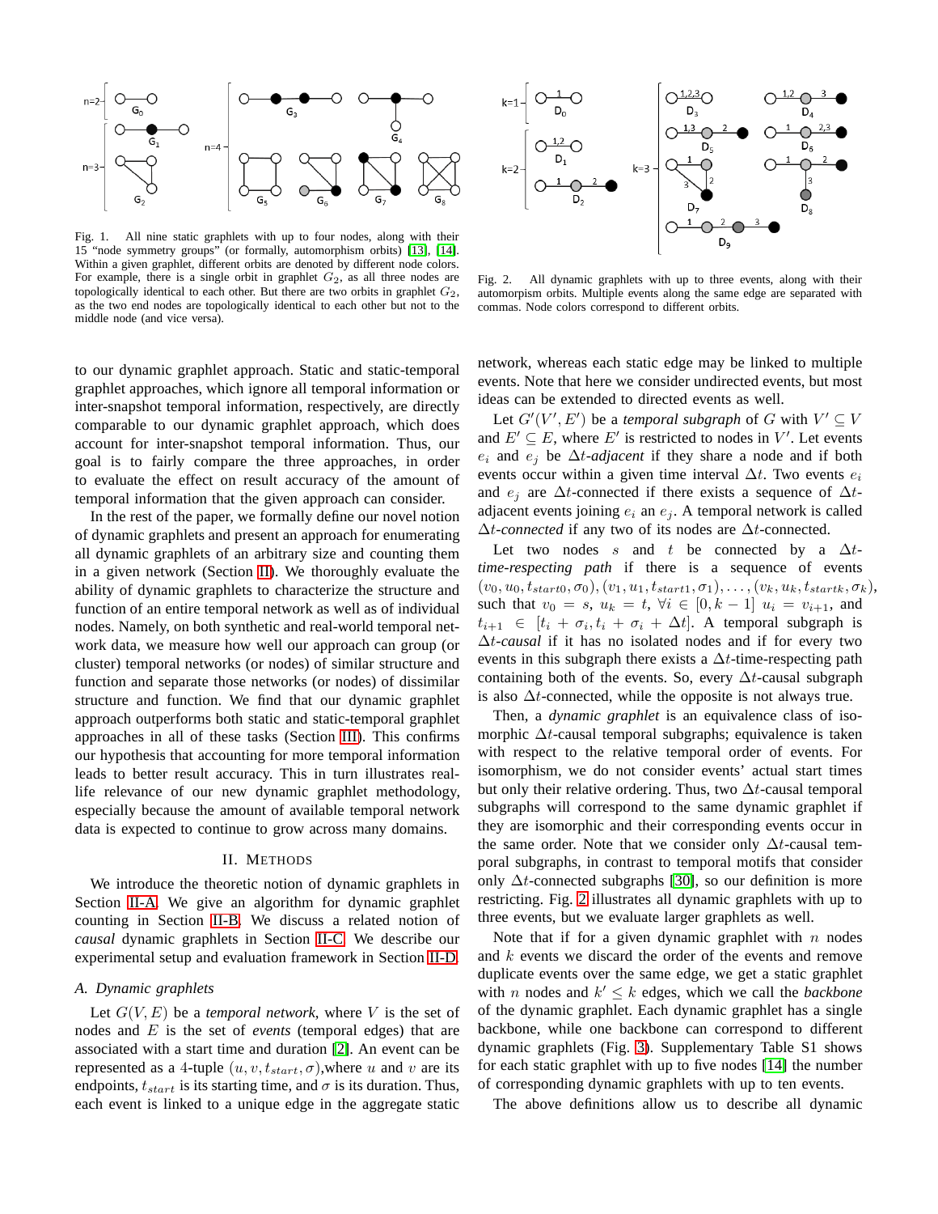Fig. 1. All nine static graphlets with up to four nodes, along with their 15 "node symmetry groups" (or formally, automorphism orbits) [13], [14]. Within a given graphlet, different orbits are denoted by different node colors. For example, there is a single orbit in graphlet $G_2$, as all three nodes are topologically identical to each other. But there are two orbits in graphlet $G_2$, as the two end nodes are topologically identical to each other but not to the middle node (and vice versa).

Fig. 2. All dynamic graphlets with up to three events, along with their automorpism orbits. Multiple events along the same edge are separated with commas. Node colors correspond to different orbits.

to our dynamic graphlet approach. Static and static-temporal graphlet approaches, which ignore all temporal information or inter-snapshot temporal information, respectively, are directly comparable to our dynamic graphlet approach, which does account for inter-snapshot temporal information. Thus, our goal is to fairly compare the three approaches, in order to evaluate the effect on result accuracy of the amount of temporal information that the given approach can consider.

In the rest of the paper, we formally define our novel notion of dynamic graphlets and present an approach for enumerating all dynamic graphlets of an arbitrary size and counting them in a given network (Section II). We thoroughly evaluate the ability of dynamic graphlets to characterize the structure and function of an entire temporal network as well as of individual nodes. Namely, on both synthetic and real-world temporal network data, we measure how well our approach can group (or cluster) temporal networks (or nodes) of similar structure and function and separate those networks (or nodes) of dissimilar structure and function. We find that our dynamic graphlet approach outperforms both static and static-temporal graphlet approaches in all of these tasks (Section III). This confirms our hypothesis that accounting for more temporal information leads to better result accuracy. This in turn illustrates real-life relevance of our new dynamic graphlet methodology, especially because the amount of available temporal network data is expected to continue to grow across many domains.

## II. Methods

We introduce the theoretic notion of dynamic graphlets in Section II-A. We give an algorithm for dynamic graphlet counting in Section II-B. We discuss a related notion of *causal* dynamic graphlets in Section II-C. We describe our experimental setup and evaluation framework in Section II-D.

### A. Dynamic graphlets

Let $G(V, E)$ be a *temporal network*, where $V$ is the set of nodes and $E$ is the set of *events* (temporal edges) that are associated with a start time and duration [2]. An event can be represented as a 4-tuple $(u, v, t_{start}, \sigma)$,where $u$ and $v$ are its endpoints, $t_{start}$ is its starting time, and $\sigma$ is its duration. Thus, each event is linked to a unique edge in the aggregate static network, whereas each static edge may be linked to multiple events. Note that here we consider undirected events, but most ideas can be extended to directed events as well.

Let $G'(V', E')$ be a *temporal subgraph* of $G$ with $V' \subseteq V$ and $E' \subseteq E$, where $E'$ is restricted to nodes in $V'$. Let events $e_i$ and $e_j$ be $\Delta t$*-adjacent* if they share a node and if both events occur within a given time interval $\Delta t$. Two events $e_i$ and $e_j$ are $\Delta t$-connected if there exists a sequence of $\Delta t$-adjacent events joining $e_i$ an $e_j$. A temporal network is called $\Delta t$*-connected* if any two of its nodes are $\Delta t$-connected.

Let two nodes $s$ and $t$ be connected by a $\Delta t$*-time-respecting path* if there is a sequence of events $(v_0, u_0, t_{start0}, \sigma_0), (v_1, u_1, t_{start1}, \sigma_1), \ldots, (v_k, u_k, t_{startk}, \sigma_k)$, such that $v_0 = s$, $u_k = t$, $\forall i \in [0, k-1]$ $u_i = v_{i+1}$, and $t_{i+1} \in [t_i + \sigma_i, t_i + \sigma_i + \Delta t]$. A temporal subgraph is $\Delta t$*-causal* if it has no isolated nodes and if for every two events in this subgraph there exists a $\Delta t$-time-respecting path containing both of the events. So, every $\Delta t$-causal subgraph is also $\Delta t$-connected, while the opposite is not always true.

Then, a *dynamic graphlet* is an equivalence class of isomorphic $\Delta t$-causal temporal subgraphs; equivalence is taken with respect to the relative temporal order of events. For isomorphism, we do not consider events' actual start times but only their relative ordering. Thus, two $\Delta t$-causal temporal subgraphs will correspond to the same dynamic graphlet if they are isomorphic and their corresponding events occur in the same order. Note that we consider only $\Delta t$-causal temporal subgraphs, in contrast to temporal motifs that consider only $\Delta t$-connected subgraphs [30], so our definition is more restricting. Fig. 2 illustrates all dynamic graphlets with up to three events, but we evaluate larger graphlets as well.

Note that if for a given dynamic graphlet with $n$ nodes and $k$ events we discard the order of the events and remove duplicate events over the same edge, we get a static graphlet with $n$ nodes and $k' \leq k$ edges, which we call the *backbone* of the dynamic graphlet. Each dynamic graphlet has a single backbone, while one backbone can correspond to different dynamic graphlets (Fig. 3). Supplementary Table S1 shows for each static graphlet with up to five nodes [14] the number of corresponding dynamic graphlets with up to ten events.

The above definitions allow us to describe all dynamic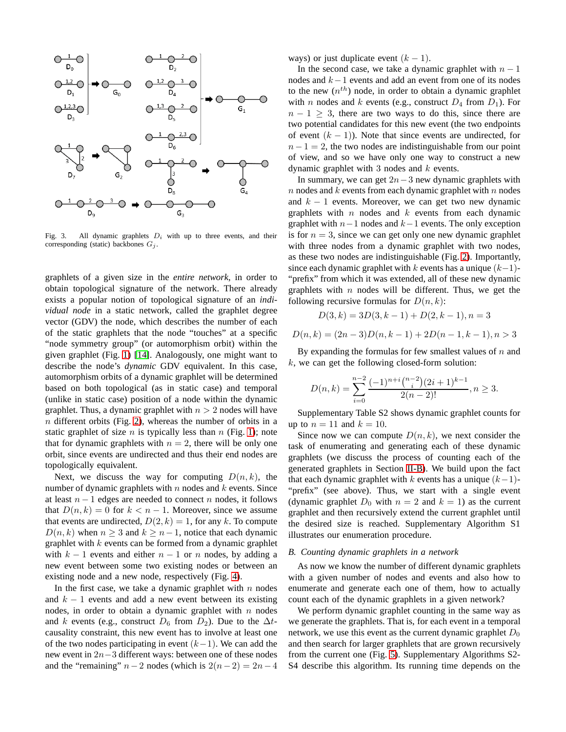Fig. 3. All dynamic graphlets $D_i$ with up to three events, and their corresponding (static) backbones $G_j$.

graphlets of a given size in the *entire network*, in order to obtain topological signature of the network. There already exists a popular notion of topological signature of an *individual node* in a static network, called the graphlet degree vector (GDV) the node, which describes the number of each of the static graphlets that the node "touches" at a specific "node symmetry group" (or automorphism orbit) within the given graphlet (Fig. 1) [14]. Analogously, one might want to describe the node's *dynamic* GDV equivalent. In this case, automorphism orbits of a dynamic graphlet will be determined based on both topological (as in static case) and temporal (unlike in static case) position of a node within the dynamic graphlet. Thus, a dynamic graphlet with $n > 2$ nodes will have $n$ different orbits (Fig. 2), whereas the number of orbits in a static graphlet of size $n$ is typically less than $n$ (Fig. 1); note that for dynamic graphlets with $n = 2$, there will be only one orbit, since events are undirected and thus their end nodes are topologically equivalent.

Next, we discuss the way for computing $D(n, k)$, the number of dynamic graphlets with $n$ nodes and $k$ events. Since at least $n-1$ edges are needed to connect $n$ nodes, it follows that $D(n, k) = 0$ for $k < n - 1$. Moreover, since we assume that events are undirected, $D(2, k) = 1$, for any $k$. To compute $D(n, k)$ when $n \geq 3$ and $k \geq n-1$, notice that each dynamic graphlet with $k$ events can be formed from a dynamic graphlet with $k-1$ events and either $n-1$ or $n$ nodes, by adding a new event between some two existing nodes or between an existing node and a new node, respectively (Fig. 4).

In the first case, we take a dynamic graphlet with $n$ nodes and $k-1$ events and add a new event between its existing nodes, in order to obtain a dynamic graphlet with $n$ nodes and $k$ events (e.g., construct $D_6$ from $D_2$). Due to the $\Delta t$-causality constraint, this new event has to involve at least one of the two nodes participating in event $(k-1)$. We can add the new event in $2n-3$ different ways: between one of these nodes and the "remaining" $n-2$ nodes (which is $2(n-2) = 2n-4$ ways) or just duplicate event $(k-1)$.

In the second case, we take a dynamic graphlet with $n-1$ nodes and $k-1$ events and add an event from one of its nodes to the new ($n^{th}$) node, in order to obtain a dynamic graphlet with $n$ nodes and $k$ events (e.g., construct $D_4$ from $D_1$). For $n-1 \geq 3$, there are two ways to do this, since there are two potential candidates for this new event (the two endpoints of event $(k-1)$). Note that since events are undirected, for $n-1 = 2$, the two nodes are indistinguishable from our point of view, and so we have only one way to construct a new dynamic graphlet with 3 nodes and $k$ events.

In summary, we can get $2n-3$ new dynamic graphlets with $n$ nodes and $k$ events from each dynamic graphlet with $n$ nodes and $k-1$ events. Moreover, we can get two new dynamic graphlets with $n$ nodes and $k$ events from each dynamic graphlet with $n-1$ nodes and $k-1$ events. The only exception is for $n = 3$, since we can get only one new dynamic graphlet with three nodes from a dynamic graphlet with two nodes, as these two nodes are indistinguishable (Fig. 2). Importantly, since each dynamic graphlet with $k$ events has a unique $(k-1)$-"prefix" from which it was extended, all of these new dynamic graphlets with $n$ nodes will be different. Thus, we get the following recursive formulas for $D(n, k)$:

$$D(3, k) = 3D(3, k-1) + D(2, k-1), n = 3$$

$$D(n, k) = (2n-3)D(n, k-1) + 2D(n-1, k-1), n > 3$$

By expanding the formulas for few smallest values of $n$ and $k$, we can get the following closed-form solution:

$$D(n, k) = \sum_{i=0}^{n-2} \frac{(-1)^{n+i}\binom{n-2}{i}(2i+1)^{k-1}}{2(n-2)!}, n \geq 3.$$

Supplementary Table S2 shows dynamic graphlet counts for up to $n = 11$ and $k = 10$.

Since now we can compute $D(n, k)$, we next consider the task of enumerating and generating each of these dynamic graphlets (we discuss the process of counting each of the generated graphlets in Section II-B). We build upon the fact that each dynamic graphlet with $k$ events has a unique $(k-1)$-"prefix" (see above). Thus, we start with a single event (dynamic graphlet $D_0$ with $n = 2$ and $k = 1$) as the current graphlet and then recursively extend the current graphlet until the desired size is reached. Supplementary Algorithm S1 illustrates our enumeration procedure.

### B. Counting dynamic graphlets in a network

As now we know the number of different dynamic graphlets with a given number of nodes and events and also how to enumerate and generate each one of them, how to actually count each of the dynamic graphlets in a given network?

We perform dynamic graphlet counting in the same way as we generate the graphlets. That is, for each event in a temporal network, we use this event as the current dynamic graphlet $D_0$ and then search for larger graphlets that are grown recursively from the current one (Fig. 5). Supplementary Algorithms S2-S4 describe this algorithm. Its running time depends on the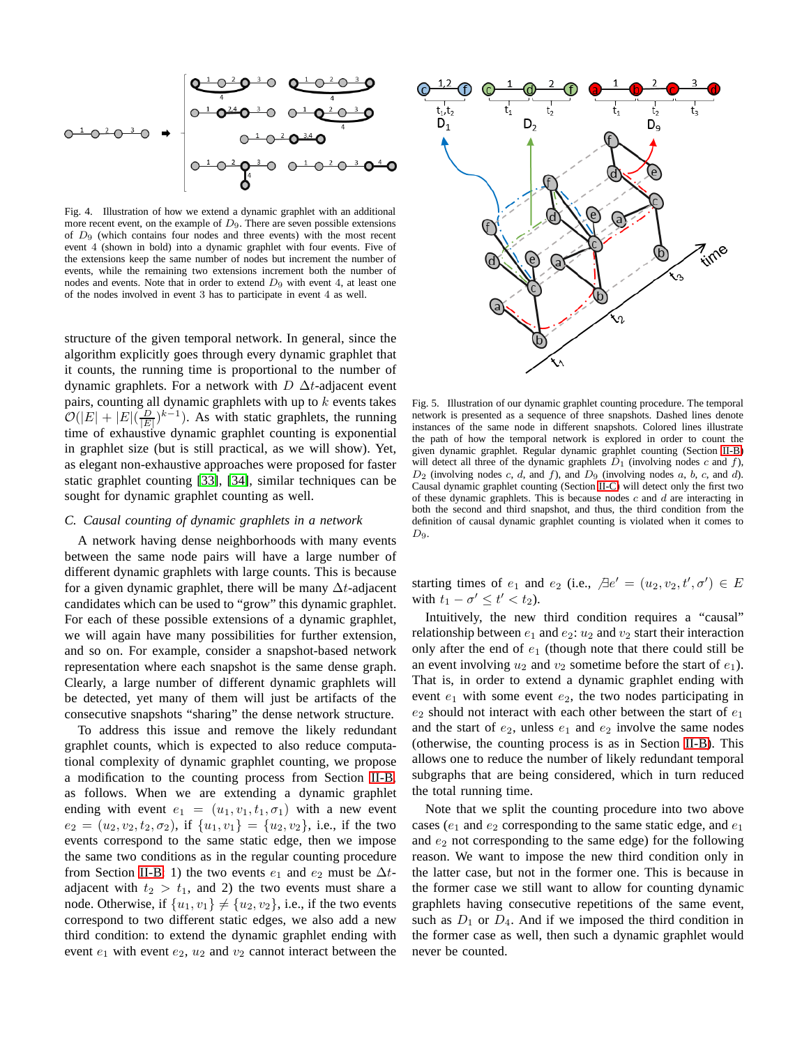Fig. 4. Illustration of how we extend a dynamic graphlet with an additional more recent event, on the example of $D_9$. There are seven possible extensions of $D_9$ (which contains four nodes and three events) with the most recent event 4 (shown in bold) into a dynamic graphlet with four events. Five of the extensions keep the same number of nodes but increment the number of events, while the remaining two extensions increment both the number of nodes and events. Note that in order to extend $D_9$ with event 4, at least one of the nodes involved in event 3 has to participate in event 4 as well.

structure of the given temporal network. In general, since the algorithm explicitly goes through every dynamic graphlet that it counts, the running time is proportional to the number of dynamic graphlets. For a network with $D$ $\Delta t$-adjacent event pairs, counting all dynamic graphlets with up to $k$ events takes $\mathcal{O}(|E| + |E|(\frac{D}{|E|})^{k-1})$. As with static graphlets, the running time of exhaustive dynamic graphlet counting is exponential in graphlet size (but is still practical, as we will show). Yet, as elegant non-exhaustive approaches were proposed for faster static graphlet counting [33], [34], similar techniques can be sought for dynamic graphlet counting as well.

### C. Causal counting of dynamic graphlets in a network

A network having dense neighborhoods with many events between the same node pairs will have a large number of different dynamic graphlets with large counts. This is because for a given dynamic graphlet, there will be many $\Delta t$-adjacent candidates which can be used to "grow" this dynamic graphlet. For each of these possible extensions of a dynamic graphlet, we will again have many possibilities for further extension, and so on. For example, consider a snapshot-based network representation where each snapshot is the same dense graph. Clearly, a large number of different dynamic graphlets will be detected, yet many of them will just be artifacts of the consecutive snapshots "sharing" the dense network structure.

To address this issue and remove the likely redundant graphlet counts, which is expected to also reduce computational complexity of dynamic graphlet counting, we propose a modification to the counting process from Section II-B, as follows. When we are extending a dynamic graphlet ending with event $e_1 = (u_1, v_1, t_1, \sigma_1)$ with a new event $e_2 = (u_2, v_2, t_2, \sigma_2)$, if $\{u_1, v_1\} = \{u_2, v_2\}$, i.e., if the two events correspond to the same static edge, then we impose the same two conditions as in the regular counting procedure from Section II-B: 1) the two events $e_1$ and $e_2$ must be $\Delta t$-adjacent with $t_2 > t_1$, and 2) the two events must share a node. Otherwise, if $\{u_1, v_1\} \neq \{u_2, v_2\}$, i.e., if the two events correspond to two different static edges, we also add a new third condition: to extend the dynamic graphlet ending with event $e_1$ with event $e_2$, $u_2$ and $v_2$ cannot interact between the

Fig. 5. Illustration of our dynamic graphlet counting procedure. The temporal network is presented as a sequence of three snapshots. Dashed lines denote instances of the same node in different snapshots. Colored lines illustrate the path of how the temporal network is explored in order to count the given dynamic graphlet. Regular dynamic graphlet counting (Section II-B) will detect all three of the dynamic graphlets $D_1$ (involving nodes $c$ and $f$), $D_2$ (involving nodes $c$, $d$, and $f$), and $D_9$ (involving nodes $a$, $b$, $c$, and $d$). Causal dynamic graphlet counting (Section II-C) will detect only the first two of these dynamic graphlets. This is because nodes $c$ and $d$ are interacting in both the second and third snapshot, and thus, the third condition from the definition of causal dynamic graphlet counting is violated when it comes to $D_9$.

starting times of $e_1$ and $e_2$ (i.e., $\nexists e' = (u_2, v_2, t', \sigma') \in E$ with $t_1 - \sigma' \leq t' < t_2$).

Intuitively, the new third condition requires a "causal" relationship between $e_1$ and $e_2$: $u_2$ and $v_2$ start their interaction only after the end of $e_1$ (though note that there could still be an event involving $u_2$ and $v_2$ sometime before the start of $e_1$). That is, in order to extend a dynamic graphlet ending with event $e_1$ with some event $e_2$, the two nodes participating in $e_2$ should not interact with each other between the start of $e_1$ and the start of $e_2$, unless $e_1$ and $e_2$ involve the same nodes (otherwise, the counting process is as in Section II-B). This allows one to reduce the number of likely redundant temporal subgraphs that are being considered, which in turn reduced the total running time.

Note that we split the counting procedure into two above cases ($e_1$ and $e_2$ corresponding to the same static edge, and $e_1$ and $e_2$ not corresponding to the same static edge) for the following reason. We want to impose the new third condition only in the latter case, but not in the former one. This is because in the former case we still want to allow for counting dynamic graphlets having consecutive repetitions of the same event, such as $D_1$ or $D_4$. And if we imposed the third condition in the former case as well, then such a dynamic graphlet would never be counted.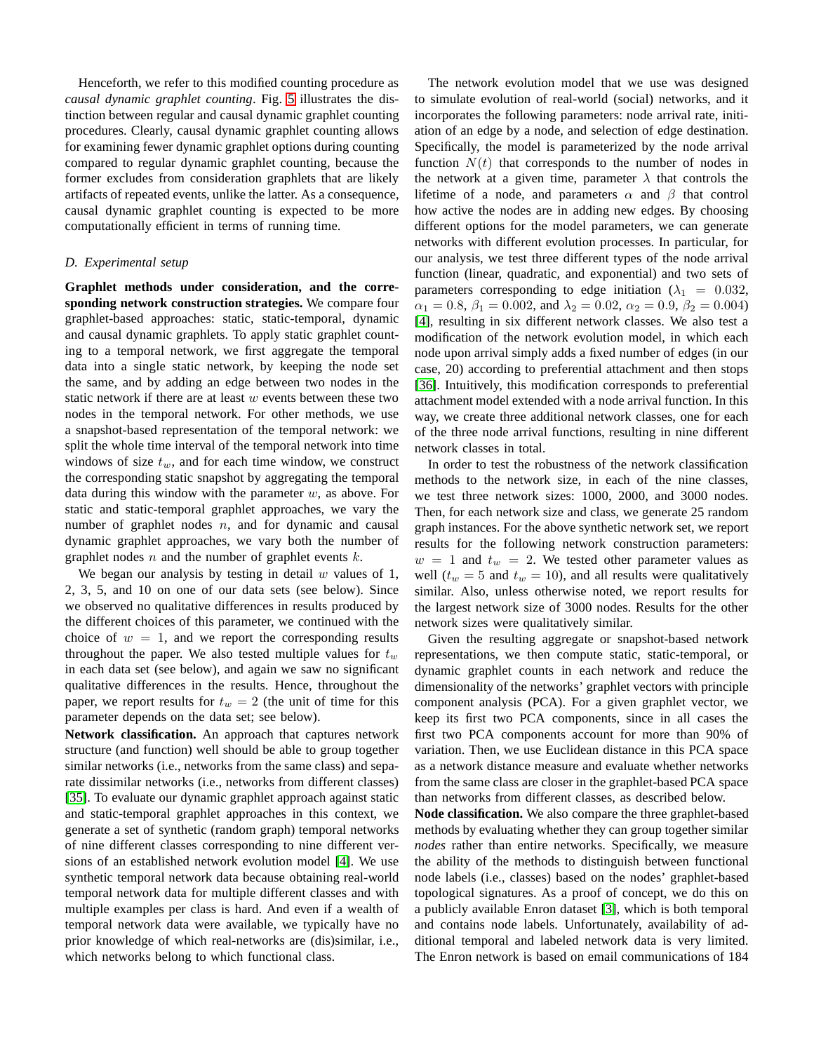Henceforth, we refer to this modified counting procedure as *causal dynamic graphlet counting*. Fig. 5 illustrates the distinction between regular and causal dynamic graphlet counting procedures. Clearly, causal dynamic graphlet counting allows for examining fewer dynamic graphlet options during counting compared to regular dynamic graphlet counting, because the former excludes from consideration graphlets that are likely artifacts of repeated events, unlike the latter. As a consequence, causal dynamic graphlet counting is expected to be more computationally efficient in terms of running time.

### D. Experimental setup

**Graphlet methods under consideration, and the corresponding network construction strategies.** We compare four graphlet-based approaches: static, static-temporal, dynamic and causal dynamic graphlets. To apply static graphlet counting to a temporal network, we first aggregate the temporal data into a single static network, by keeping the node set the same, and by adding an edge between two nodes in the static network if there are at least $w$ events between these two nodes in the temporal network. For other methods, we use a snapshot-based representation of the temporal network: we split the whole time interval of the temporal network into time windows of size $t_w$, and for each time window, we construct the corresponding static snapshot by aggregating the temporal data during this window with the parameter $w$, as above. For static and static-temporal graphlet approaches, we vary the number of graphlet nodes $n$, and for dynamic and causal dynamic graphlet approaches, we vary both the number of graphlet nodes $n$ and the number of graphlet events $k$.

We began our analysis by testing in detail $w$ values of 1, 2, 3, 5, and 10 on one of our data sets (see below). Since we observed no qualitative differences in results produced by the different choices of this parameter, we continued with the choice of $w = 1$, and we report the corresponding results throughout the paper. We also tested multiple values for $t_w$ in each data set (see below), and again we saw no significant qualitative differences in the results. Hence, throughout the paper, we report results for $t_w = 2$ (the unit of time for this parameter depends on the data set; see below).

**Network classification.** An approach that captures network structure (and function) well should be able to group together similar networks (i.e., networks from the same class) and separate dissimilar networks (i.e., networks from different classes) [35]. To evaluate our dynamic graphlet approach against static and static-temporal graphlet approaches in this context, we generate a set of synthetic (random graph) temporal networks of nine different classes corresponding to nine different versions of an established network evolution model [4]. We use synthetic temporal network data because obtaining real-world temporal network data for multiple different classes and with multiple examples per class is hard. And even if a wealth of temporal network data were available, we typically have no prior knowledge of which real-networks are (dis)similar, i.e., which networks belong to which functional class.

The network evolution model that we use was designed to simulate evolution of real-world (social) networks, and it incorporates the following parameters: node arrival rate, initiation of an edge by a node, and selection of edge destination. Specifically, the model is parameterized by the node arrival function $N(t)$ that corresponds to the number of nodes in the network at a given time, parameter $\lambda$ that controls the lifetime of a node, and parameters $\alpha$ and $\beta$ that control how active the nodes are in adding new edges. By choosing different options for the model parameters, we can generate networks with different evolution processes. In particular, for our analysis, we test three different types of the node arrival function (linear, quadratic, and exponential) and two sets of parameters corresponding to edge initiation ($\lambda_1 = 0.032$, $\alpha_1 = 0.8$, $\beta_1 = 0.002$, and $\lambda_2 = 0.02$, $\alpha_2 = 0.9$, $\beta_2 = 0.004$) [4], resulting in six different network classes. We also test a modification of the network evolution model, in which each node upon arrival simply adds a fixed number of edges (in our case, 20) according to preferential attachment and then stops [36]. Intuitively, this modification corresponds to preferential attachment model extended with a node arrival function. In this way, we create three additional network classes, one for each of the three node arrival functions, resulting in nine different network classes in total.

In order to test the robustness of the network classification methods to the network size, in each of the nine classes, we test three network sizes: 1000, 2000, and 3000 nodes. Then, for each network size and class, we generate 25 random graph instances. For the above synthetic network set, we report results for the following network construction parameters: $w = 1$ and $t_w = 2$. We tested other parameter values as well ($t_w = 5$ and $t_w = 10$), and all results were qualitatively similar. Also, unless otherwise noted, we report results for the largest network size of 3000 nodes. Results for the other network sizes were qualitatively similar.

Given the resulting aggregate or snapshot-based network representations, we then compute static, static-temporal, or dynamic graphlet counts in each network and reduce the dimensionality of the networks' graphlet vectors with principle component analysis (PCA). For a given graphlet vector, we keep its first two PCA components, since in all cases the first two PCA components account for more than 90% of variation. Then, we use Euclidean distance in this PCA space as a network distance measure and evaluate whether networks from the same class are closer in the graphlet-based PCA space than networks from different classes, as described below.

**Node classification.** We also compare the three graphlet-based methods by evaluating whether they can group together similar *nodes* rather than entire networks. Specifically, we measure the ability of the methods to distinguish between functional node labels (i.e., classes) based on the nodes' graphlet-based topological signatures. As a proof of concept, we do this on a publicly available Enron dataset [3], which is both temporal and contains node labels. Unfortunately, availability of additional temporal and labeled network data is very limited. The Enron network is based on email communications of 184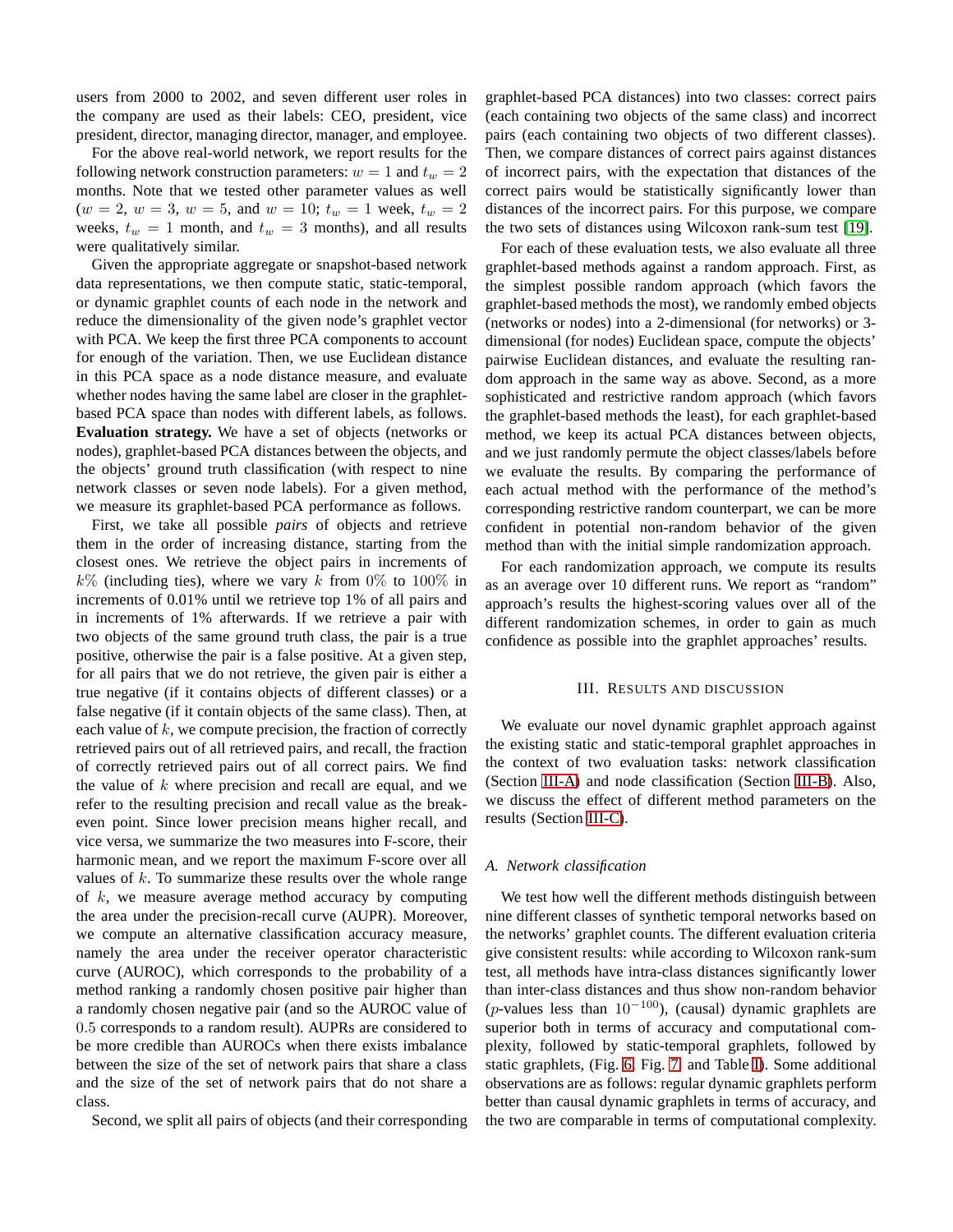users from 2000 to 2002, and seven different user roles in the company are used as their labels: CEO, president, vice president, director, managing director, manager, and employee.

For the above real-world network, we report results for the following network construction parameters: $w = 1$ and $t_w = 2$ months. Note that we tested other parameter values as well ($w = 2$, $w = 3$, $w = 5$, and $w = 10$; $t_w = 1$ week, $t_w = 2$ weeks, $t_w = 1$ month, and $t_w = 3$ months), and all results were qualitatively similar.

Given the appropriate aggregate or snapshot-based network data representations, we then compute static, static-temporal, or dynamic graphlet counts of each node in the network and reduce the dimensionality of the given node's graphlet vector with PCA. We keep the first three PCA components to account for enough of the variation. Then, we use Euclidean distance in this PCA space as a node distance measure, and evaluate whether nodes having the same label are closer in the graphlet-based PCA space than nodes with different labels, as follows.

**Evaluation strategy.** We have a set of objects (networks or nodes), graphlet-based PCA distances between the objects, and the objects' ground truth classification (with respect to nine network classes or seven node labels). For a given method, we measure its graphlet-based PCA performance as follows.

First, we take all possible *pairs* of objects and retrieve them in the order of increasing distance, starting from the closest ones. We retrieve the object pairs in increments of $k\%$ (including ties), where we vary $k$ from $0\%$ to $100\%$ in increments of 0.01% until we retrieve top 1% of all pairs and in increments of 1% afterwards. If we retrieve a pair with two objects of the same ground truth class, the pair is a true positive, otherwise the pair is a false positive. At a given step, for all pairs that we do not retrieve, the given pair is either a true negative (if it contains objects of different classes) or a false negative (if it contain objects of the same class). Then, at each value of $k$, we compute precision, the fraction of correctly retrieved pairs out of all retrieved pairs, and recall, the fraction of correctly retrieved pairs out of all correct pairs. We find the value of $k$ where precision and recall are equal, and we refer to the resulting precision and recall value as the break-even point. Since lower precision means higher recall, and vice versa, we summarize the two measures into F-score, their harmonic mean, and we report the maximum F-score over all values of $k$. To summarize these results over the whole range of $k$, we measure average method accuracy by computing the area under the precision-recall curve (AUPR). Moreover, we compute an alternative classification accuracy measure, namely the area under the receiver operator characteristic curve (AUROC), which corresponds to the probability of a method ranking a randomly chosen positive pair higher than a randomly chosen negative pair (and so the AUROC value of $0.5$ corresponds to a random result). AUPRs are considered to be more credible than AUROCs when there exists imbalance between the size of the set of network pairs that share a class and the size of the set of network pairs that do not share a class.

Second, we split all pairs of objects (and their corresponding graphlet-based PCA distances) into two classes: correct pairs (each containing two objects of the same class) and incorrect pairs (each containing two objects of two different classes). Then, we compare distances of correct pairs against distances of incorrect pairs, with the expectation that distances of the correct pairs would be statistically significantly lower than distances of the incorrect pairs. For this purpose, we compare the two sets of distances using Wilcoxon rank-sum test [19].

For each of these evaluation tests, we also evaluate all three graphlet-based methods against a random approach. First, as the simplest possible random approach (which favors the graphlet-based methods the most), we randomly embed objects (networks or nodes) into a 2-dimensional (for networks) or 3-dimensional (for nodes) Euclidean space, compute the objects' pairwise Euclidean distances, and evaluate the resulting random approach in the same way as above. Second, as a more sophisticated and restrictive random approach (which favors the graphlet-based methods the least), for each graphlet-based method, we keep its actual PCA distances between objects, and we just randomly permute the object classes/labels before we evaluate the results. By comparing the performance of each actual method with the performance of the method's corresponding restrictive random counterpart, we can be more confident in potential non-random behavior of the given method than with the initial simple randomization approach.

For each randomization approach, we compute its results as an average over 10 different runs. We report as "random" approach's results the highest-scoring values over all of the different randomization schemes, in order to gain as much confidence as possible into the graphlet approaches' results.

## III. Results and Discussion

We evaluate our novel dynamic graphlet approach against the existing static and static-temporal graphlet approaches in the context of two evaluation tasks: network classification (Section III-A) and node classification (Section III-B). Also, we discuss the effect of different method parameters on the results (Section III-C).

### A. Network classification

We test how well the different methods distinguish between nine different classes of synthetic temporal networks based on the networks' graphlet counts. The different evaluation criteria give consistent results: while according to Wilcoxon rank-sum test, all methods have intra-class distances significantly lower than inter-class distances and thus show non-random behavior ($p$-values less than $10^{-100}$), (causal) dynamic graphlets are superior both in terms of accuracy and computational complexity, followed by static-temporal graphlets, followed by static graphlets, (Fig. 6, Fig. 7, and Table I). Some additional observations are as follows: regular dynamic graphlets perform better than causal dynamic graphlets in terms of accuracy, and the two are comparable in terms of computational complexity.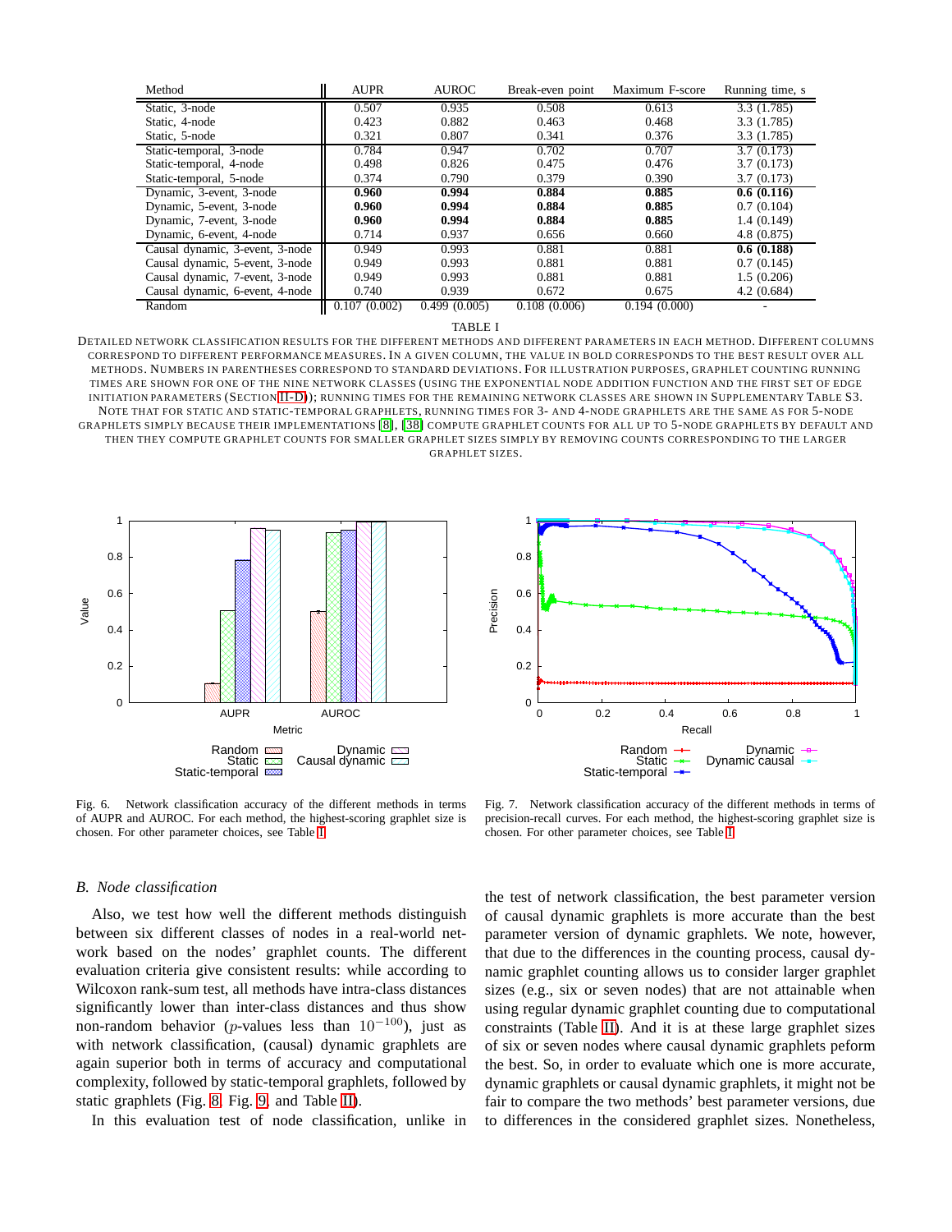| Method | AUPR | AUROC | Break-even point | Maximum F-score | Running time, s |
|---|---|---|---|---|---|
| Static, 3-node | 0.507 | 0.935 | 0.508 | 0.613 | 3.3 (1.785) |
| Static, 4-node | 0.423 | 0.882 | 0.463 | 0.468 | 3.3 (1.785) |
| Static, 5-node | 0.321 | 0.807 | 0.341 | 0.376 | 3.3 (1.785) |
| Static-temporal, 3-node | 0.784 | 0.947 | 0.702 | 0.707 | 3.7 (0.173) |
| Static-temporal, 4-node | 0.498 | 0.826 | 0.475 | 0.476 | 3.7 (0.173) |
| Static-temporal, 5-node | 0.374 | 0.790 | 0.379 | 0.390 | 3.7 (0.173) |
| Dynamic, 3-event, 3-node | **0.960** | **0.994** | **0.884** | **0.885** | **0.6 (0.116)** |
| Dynamic, 5-event, 3-node | **0.960** | **0.994** | **0.884** | **0.885** | 0.7 (0.104) |
| Dynamic, 7-event, 3-node | **0.960** | **0.994** | **0.884** | **0.885** | 1.4 (0.149) |
| Dynamic, 6-event, 4-node | 0.714 | 0.937 | 0.656 | 0.660 | 4.8 (0.875) |
| Causal dynamic, 3-event, 3-node | 0.949 | 0.993 | 0.881 | 0.881 | **0.6 (0.188)** |
| Causal dynamic, 5-event, 3-node | 0.949 | 0.993 | 0.881 | 0.881 | 0.7 (0.145) |
| Causal dynamic, 7-event, 3-node | 0.949 | 0.993 | 0.881 | 0.881 | 1.5 (0.206) |
| Causal dynamic, 6-event, 4-node | 0.740 | 0.939 | 0.672 | 0.675 | 4.2 (0.684) |
| Random | 0.107 (0.002) | 0.499 (0.005) | 0.108 (0.006) | 0.194 (0.000) | - |

TABLE I

DETAILED NETWORK CLASSIFICATION RESULTS FOR THE DIFFERENT METHODS AND DIFFERENT PARAMETERS IN EACH METHOD. DIFFERENT COLUMNS CORRESPOND TO DIFFERENT PERFORMANCE MEASURES. IN A GIVEN COLUMN, THE VALUE IN BOLD CORRESPONDS TO THE BEST RESULT OVER ALL METHODS. NUMBERS IN PARENTHESES CORRESPOND TO STANDARD DEVIATIONS. FOR ILLUSTRATION PURPOSES, GRAPHLET COUNTING RUNNING TIMES ARE SHOWN FOR ONE OF THE NINE NETWORK CLASSES (USING THE EXPONENTIAL NODE ADDITION FUNCTION AND THE FIRST SET OF EDGE INITIATION PARAMETERS (SECTION II-D)); RUNNING TIMES FOR THE REMAINING NETWORK CLASSES ARE SHOWN IN SUPPLEMENTARY TABLE S3. NOTE THAT FOR STATIC AND STATIC-TEMPORAL GRAPHLETS, RUNNING TIMES FOR 3- AND 4-NODE GRAPHLETS ARE THE SAME AS FOR 5-NODE GRAPHLETS SIMPLY BECAUSE THEIR IMPLEMENTATIONS [8], [38] COMPUTE GRAPHLET COUNTS FOR ALL UP TO 5-NODE GRAPHLETS BY DEFAULT AND THEN THEY COMPUTE GRAPHLET COUNTS FOR SMALLER GRAPHLET SIZES SIMPLY BY REMOVING COUNTS CORRESPONDING TO THE LARGER GRAPHLET SIZES.

Fig. 6. Network classification accuracy of the different methods in terms of AUPR and AUROC. For each method, the highest-scoring graphlet size is chosen. For other parameter choices, see Table I.

Fig. 7. Network classification accuracy of the different methods in terms of precision-recall curves. For each method, the highest-scoring graphlet size is chosen. For other parameter choices, see Table I.

## B. Node classification

Also, we test how well the different methods distinguish between six different classes of nodes in a real-world network based on the nodes' graphlet counts. The different evaluation criteria give consistent results: while according to Wilcoxon rank-sum test, all methods have intra-class distances significantly lower than inter-class distances and thus show non-random behavior ($p$-values less than $10^{-100}$), just as with network classification, (causal) dynamic graphlets are again superior both in terms of accuracy and computational complexity, followed by static-temporal graphlets, followed by static graphlets (Fig. 8, Fig. 9, and Table II).

In this evaluation test of node classification, unlike in the test of network classification, the best parameter version of causal dynamic graphlets is more accurate than the best parameter version of dynamic graphlets. We note, however, that due to the differences in the counting process, causal dynamic graphlet counting allows us to consider larger graphlet sizes (e.g., six or seven nodes) that are not attainable when using regular dynamic graphlet counting due to computational constraints (Table II). And it is at these large graphlet sizes of six or seven nodes where causal dynamic graphlets peform the best. So, in order to evaluate which one is more accurate, dynamic graphlets or causal dynamic graphlets, it might not be fair to compare the two methods' best parameter versions, due to differences in the considered graphlet sizes. Nonetheless,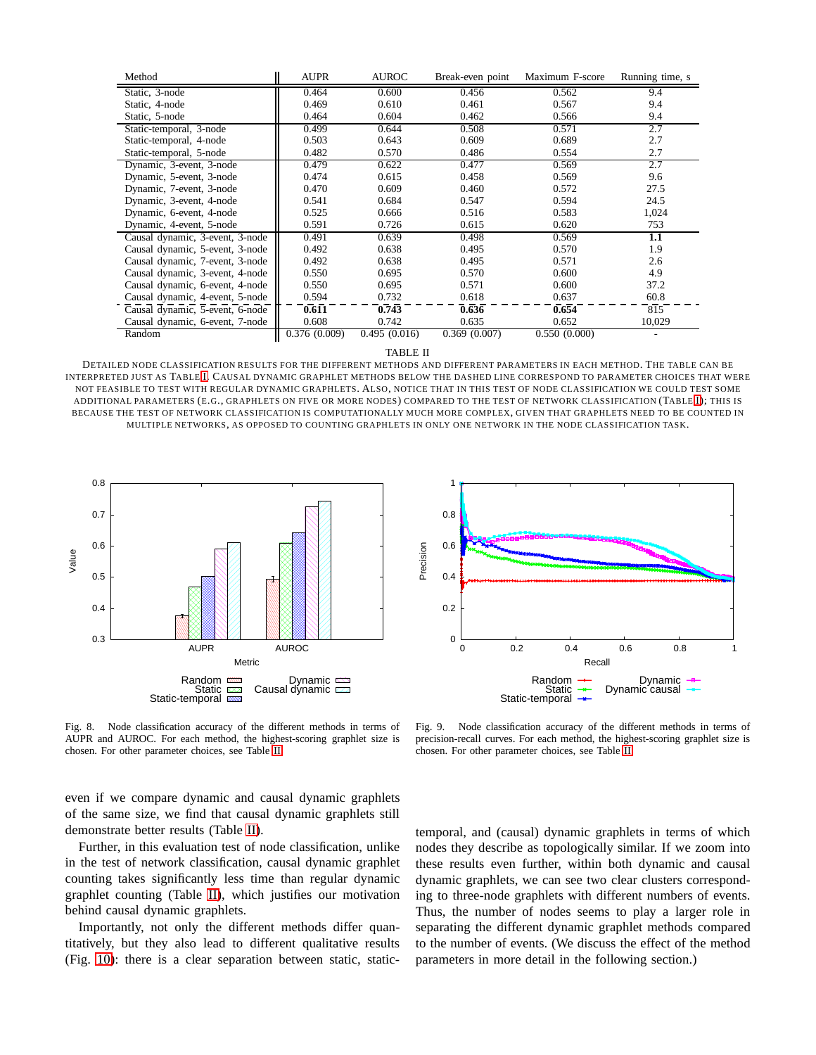| Method | AUPR | AUROC | Break-even point | Maximum F-score | Running time, s |
|---|---|---|---|---|---|
| Static, 3-node | 0.464 | 0.600 | 0.456 | 0.562 | 9.4 |
| Static, 4-node | 0.469 | 0.610 | 0.461 | 0.567 | 9.4 |
| Static, 5-node | 0.464 | 0.604 | 0.462 | 0.566 | 9.4 |
| Static-temporal, 3-node | 0.499 | 0.644 | 0.508 | 0.571 | 2.7 |
| Static-temporal, 4-node | 0.503 | 0.643 | 0.609 | 0.689 | 2.7 |
| Static-temporal, 5-node | 0.482 | 0.570 | 0.486 | 0.554 | 2.7 |
| Dynamic, 3-event, 3-node | 0.479 | 0.622 | 0.477 | 0.569 | 2.7 |
| Dynamic, 5-event, 3-node | 0.474 | 0.615 | 0.458 | 0.569 | 9.6 |
| Dynamic, 7-event, 3-node | 0.470 | 0.609 | 0.460 | 0.572 | 27.5 |
| Dynamic, 3-event, 4-node | 0.541 | 0.684 | 0.547 | 0.594 | 24.5 |
| Dynamic, 6-event, 4-node | 0.525 | 0.666 | 0.516 | 0.583 | 1,024 |
| Dynamic, 4-event, 5-node | 0.591 | 0.726 | 0.615 | 0.620 | 753 |
| Causal dynamic, 3-event, 3-node | 0.491 | 0.639 | 0.498 | 0.569 | **1.1** |
| Causal dynamic, 5-event, 3-node | 0.492 | 0.638 | 0.495 | 0.570 | 1.9 |
| Causal dynamic, 7-event, 3-node | 0.492 | 0.638 | 0.495 | 0.571 | 2.6 |
| Causal dynamic, 3-event, 4-node | 0.550 | 0.695 | 0.570 | 0.600 | 4.9 |
| Causal dynamic, 6-event, 4-node | 0.550 | 0.695 | 0.571 | 0.600 | 37.2 |
| Causal dynamic, 4-event, 5-node | 0.594 | 0.732 | 0.618 | 0.637 | 60.8 |
| Causal dynamic, 5-event, 6-node | **0.611** | **0.743** | **0.636** | **0.654** | 815 |
| Causal dynamic, 6-event, 7-node | 0.608 | 0.742 | 0.635 | 0.652 | 10,029 |
| Random | 0.376 (0.009) | 0.495 (0.016) | 0.369 (0.007) | 0.550 (0.000) | - |

TABLE II

DETAILED NODE CLASSIFICATION RESULTS FOR THE DIFFERENT METHODS AND DIFFERENT PARAMETERS IN EACH METHOD. THE TABLE CAN BE INTERPRETED JUST AS TABLE I. CAUSAL DYNAMIC GRAPHLET METHODS BELOW THE DASHED LINE CORRESPOND TO PARAMETER CHOICES THAT WERE NOT FEASIBLE TO TEST WITH REGULAR DYNAMIC GRAPHLETS. ALSO, NOTICE THAT IN THIS TEST OF NODE CLASSIFICATION WE COULD TEST SOME ADDITIONAL PARAMETERS (E.G., GRAPHLETS ON FIVE OR MORE NODES) COMPARED TO THE TEST OF NETWORK CLASSIFICATION (TABLE I); THIS IS BECAUSE THE TEST OF NETWORK CLASSIFICATION IS COMPUTATIONALLY MUCH MORE COMPLEX, GIVEN THAT GRAPHLETS NEED TO BE COUNTED IN MULTIPLE NETWORKS, AS OPPOSED TO COUNTING GRAPHLETS IN ONLY ONE NETWORK IN THE NODE CLASSIFICATION TASK.

Fig. 8. Node classification accuracy of the different methods in terms of AUPR and AUROC. For each method, the highest-scoring graphlet size is chosen. For other parameter choices, see Table II.

Fig. 9. Node classification accuracy of the different methods in terms of precision-recall curves. For each method, the highest-scoring graphlet size is chosen. For other parameter choices, see Table II.

even if we compare dynamic and causal dynamic graphlets of the same size, we find that causal dynamic graphlets still demonstrate better results (Table II).

Further, in this evaluation test of node classification, unlike in the test of network classification, causal dynamic graphlet counting takes significantly less time than regular dynamic graphlet counting (Table II), which justifies our motivation behind causal dynamic graphlets.

Importantly, not only the different methods differ quantitatively, but they also lead to different qualitative results (Fig. 10): there is a clear separation between static, static-temporal, and (causal) dynamic graphlets in terms of which nodes they describe as topologically similar. If we zoom into these results even further, within both dynamic and causal dynamic graphlets, we can see two clear clusters corresponding to three-node graphlets with different numbers of events. Thus, the number of nodes seems to play a larger role in separating the different dynamic graphlet methods compared to the number of events. (We discuss the effect of the method parameters in more detail in the following section.)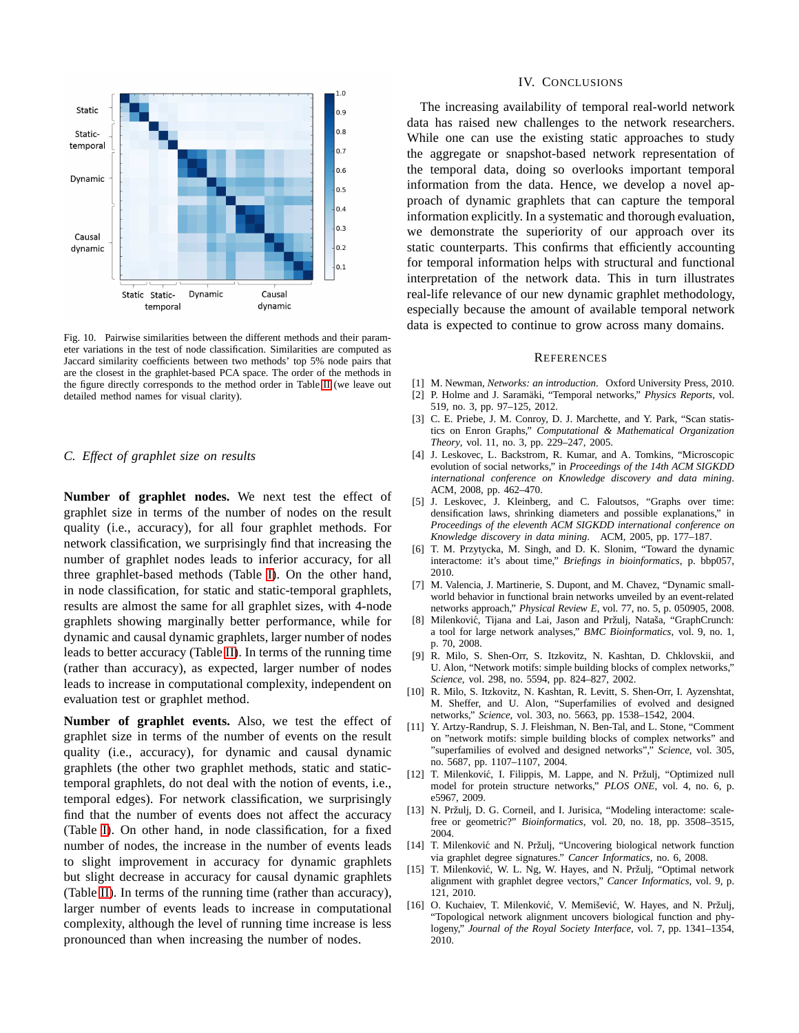Fig. 10. Pairwise similarities between the different methods and their parameter variations in the test of node classification. Similarities are computed as Jaccard similarity coefficients between two methods' top 5% node pairs that are the closest in the graphlet-based PCA space. The order of the methods in the figure directly corresponds to the method order in Table II (we leave out detailed method names for visual clarity).

### C. Effect of graphlet size on results

**Number of graphlet nodes.** We next test the effect of graphlet size in terms of the number of nodes on the result quality (i.e., accuracy), for all four graphlet methods. For network classification, we surprisingly find that increasing the number of graphlet nodes leads to inferior accuracy, for all three graphlet-based methods (Table I). On the other hand, in node classification, for static and static-temporal graphlets, results are almost the same for all graphlet sizes, with 4-node graphlets showing marginally better performance, while for dynamic and causal dynamic graphlets, larger number of nodes leads to better accuracy (Table II). In terms of the running time (rather than accuracy), as expected, larger number of nodes leads to increase in computational complexity, independent on evaluation test or graphlet method.

**Number of graphlet events.** Also, we test the effect of graphlet size in terms of the number of events on the result quality (i.e., accuracy), for dynamic and causal dynamic graphlets (the other two graphlet methods, static and static-temporal graphlets, do not deal with the notion of events, i.e., temporal edges). For network classification, we surprisingly find that the number of events does not affect the accuracy (Table I). On other hand, in node classification, for a fixed number of nodes, the increase in the number of events leads to slight improvement in accuracy for dynamic graphlets but slight decrease in accuracy for causal dynamic graphlets (Table II). In terms of the running time (rather than accuracy), larger number of events leads to increase in computational complexity, although the level of running time increase is less pronounced than when increasing the number of nodes.

## IV. Conclusions

The increasing availability of temporal real-world network data has raised new challenges to the network researchers. While one can use the existing static approaches to study the aggregate or snapshot-based network representation of the temporal data, doing so overlooks important temporal information from the data. Hence, we develop a novel approach of dynamic graphlets that can capture the temporal information explicitly. In a systematic and thorough evaluation, we demonstrate the superiority of our approach over its static counterparts. This confirms that efficiently accounting for temporal information helps with structural and functional interpretation of the network data. This in turn illustrates real-life relevance of our new dynamic graphlet methodology, especially because the amount of available temporal network data is expected to continue to grow across many domains.

## References

[1] M. Newman, *Networks: an introduction*. Oxford University Press, 2010.

[2] P. Holme and J. Saramäki, "Temporal networks," *Physics Reports*, vol. 519, no. 3, pp. 97–125, 2012.

[3] C. E. Priebe, J. M. Conroy, D. J. Marchette, and Y. Park, "Scan statistics on Enron Graphs," *Computational & Mathematical Organization Theory*, vol. 11, no. 3, pp. 229–247, 2005.

[4] J. Leskovec, L. Backstrom, R. Kumar, and A. Tomkins, "Microscopic evolution of social networks," in *Proceedings of the 14th ACM SIGKDD international conference on Knowledge discovery and data mining*. ACM, 2008, pp. 462–470.

[5] J. Leskovec, J. Kleinberg, and C. Faloutsos, "Graphs over time: densification laws, shrinking diameters and possible explanations," in *Proceedings of the eleventh ACM SIGKDD international conference on Knowledge discovery in data mining*. ACM, 2005, pp. 177–187.

[6] T. M. Przytycka, M. Singh, and D. K. Slonim, "Toward the dynamic interactome: it's about time," *Briefings in bioinformatics*, p. bbp057, 2010.

[7] M. Valencia, J. Martinerie, S. Dupont, and M. Chavez, "Dynamic small-world behavior in functional brain networks unveiled by an event-related networks approach," *Physical Review E*, vol. 77, no. 5, p. 050905, 2008.

[8] Milenković, Tijana and Lai, Jason and Pržulj, Nataša, "GraphCrunch: a tool for large network analyses," *BMC Bioinformatics*, vol. 9, no. 1, p. 70, 2008.

[9] R. Milo, S. Shen-Orr, S. Itzkovitz, N. Kashtan, D. Chklovskii, and U. Alon, "Network motifs: simple building blocks of complex networks," *Science*, vol. 298, no. 5594, pp. 824–827, 2002.

[10] R. Milo, S. Itzkovitz, N. Kashtan, R. Levitt, S. Shen-Orr, I. Ayzenshtat, M. Sheffer, and U. Alon, "Superfamilies of evolved and designed networks," *Science*, vol. 303, no. 5663, pp. 1538–1542, 2004.

[11] Y. Artzy-Randrup, S. J. Fleishman, N. Ben-Tal, and L. Stone, "Comment on "network motifs: simple building blocks of complex networks" and "superfamilies of evolved and designed networks"," *Science*, vol. 305, no. 5687, pp. 1107–1107, 2004.

[12] T. Milenković, I. Filippis, M. Lappe, and N. Pržulj, "Optimized null model for protein structure networks," *PLOS ONE*, vol. 4, no. 6, p. e5967, 2009.

[13] N. Pržulj, D. G. Corneil, and I. Jurisica, "Modeling interactome: scale-free or geometric?" *Bioinformatics*, vol. 20, no. 18, pp. 3508–3515, 2004.

[14] T. Milenković and N. Pržulj, "Uncovering biological network function via graphlet degree signatures." *Cancer Informatics*, no. 6, 2008.

[15] T. Milenković, W. L. Ng, W. Hayes, and N. Pržulj, "Optimal network alignment with graphlet degree vectors," *Cancer Informatics*, vol. 9, p. 121, 2010.

[16] O. Kuchaiev, T. Milenković, V. Memišević, W. Hayes, and N. Pržulj, "Topological network alignment uncovers biological function and phylogeny," *Journal of the Royal Society Interface*, vol. 7, pp. 1341–1354, 2010.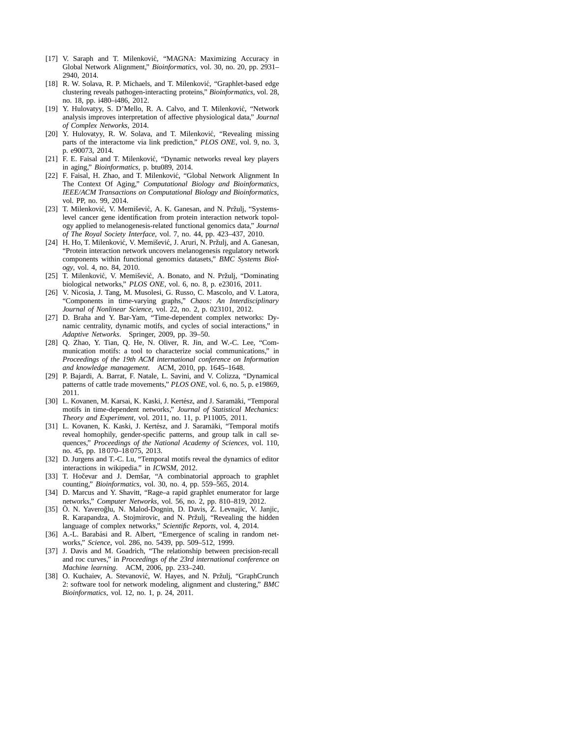[17] V. Saraph and T. Milenković, “MAGNA: Maximizing Accuracy in Global Network Alignment,” *Bioinformatics*, vol. 30, no. 20, pp. 2931–2940, 2014.

[18] R. W. Solava, R. P. Michaels, and T. Milenković, “Graphlet-based edge clustering reveals pathogen-interacting proteins,” *Bioinformatics*, vol. 28, no. 18, pp. i480–i486, 2012.

[19] Y. Hulovatyy, S. D'Mello, R. A. Calvo, and T. Milenković, “Network analysis improves interpretation of affective physiological data,” *Journal of Complex Networks*, 2014.

[20] Y. Hulovatyy, R. W. Solava, and T. Milenković, “Revealing missing parts of the interactome via link prediction,” *PLOS ONE*, vol. 9, no. 3, p. e90073, 2014.

[21] F. E. Faisal and T. Milenković, “Dynamic networks reveal key players in aging,” *Bioinformatics*, p. btu089, 2014.

[22] F. Faisal, H. Zhao, and T. Milenković, “Global Network Alignment In The Context Of Aging,” *Computational Biology and Bioinformatics, IEEE/ACM Transactions on Computational Biology and Bioinformatics*, vol. PP, no. 99, 2014.

[23] T. Milenković, V. Memišević, A. K. Ganesan, and N. Pržulj, “Systems-level cancer gene identification from protein interaction network topology applied to melanogenesis-related functional genomics data,” *Journal of The Royal Society Interface*, vol. 7, no. 44, pp. 423–437, 2010.

[24] H. Ho, T. Milenković, V. Memišević, J. Aruri, N. Pržulj, and A. Ganesan, “Protein interaction network uncovers melanogenesis regulatory network components within functional genomics datasets,” *BMC Systems Biology*, vol. 4, no. 84, 2010.

[25] T. Milenković, V. Memišević, A. Bonato, and N. Pržulj, “Dominating biological networks,” *PLOS ONE*, vol. 6, no. 8, p. e23016, 2011.

[26] V. Nicosia, J. Tang, M. Musolesi, G. Russo, C. Mascolo, and V. Latora, “Components in time-varying graphs,” *Chaos: An Interdisciplinary Journal of Nonlinear Science*, vol. 22, no. 2, p. 023101, 2012.

[27] D. Braha and Y. Bar-Yam, “Time-dependent complex networks: Dynamic centrality, dynamic motifs, and cycles of social interactions,” in *Adaptive Networks*. Springer, 2009, pp. 39–50.

[28] Q. Zhao, Y. Tian, Q. He, N. Oliver, R. Jin, and W.-C. Lee, “Communication motifs: a tool to characterize social communications,” in *Proceedings of the 19th ACM international conference on Information and knowledge management*. ACM, 2010, pp. 1645–1648.

[29] P. Bajardi, A. Barrat, F. Natale, L. Savini, and V. Colizza, “Dynamical patterns of cattle trade movements,” *PLOS ONE*, vol. 6, no. 5, p. e19869, 2011.

[30] L. Kovanen, M. Karsai, K. Kaski, J. Kertész, and J. Saramäki, “Temporal motifs in time-dependent networks,” *Journal of Statistical Mechanics: Theory and Experiment*, vol. 2011, no. 11, p. P11005, 2011.

[31] L. Kovanen, K. Kaski, J. Kertész, and J. Saramäki, “Temporal motifs reveal homophily, gender-specific patterns, and group talk in call sequences,” *Proceedings of the National Academy of Sciences*, vol. 110, no. 45, pp. 18 070–18 075, 2013.

[32] D. Jurgens and T.-C. Lu, “Temporal motifs reveal the dynamics of editor interactions in wikipedia.” in *ICWSM*, 2012.

[33] T. Hočevar and J. Demšar, “A combinatorial approach to graphlet counting,” *Bioinformatics*, vol. 30, no. 4, pp. 559–565, 2014.

[34] D. Marcus and Y. Shavitt, “Rage–a rapid graphlet enumerator for large networks,” *Computer Networks*, vol. 56, no. 2, pp. 810–819, 2012.

[35] Ö. N. Yaveroğlu, N. Malod-Dognin, D. Davis, Z. Levnajic, V. Janjic, R. Karapandza, A. Stojmirovic, and N. Pržulj, “Revealing the hidden language of complex networks,” *Scientific Reports*, vol. 4, 2014.

[36] A.-L. Barabási and R. Albert, “Emergence of scaling in random networks,” *Science*, vol. 286, no. 5439, pp. 509–512, 1999.

[37] J. Davis and M. Goadrich, “The relationship between precision-recall and roc curves,” in *Proceedings of the 23rd international conference on Machine learning*. ACM, 2006, pp. 233–240.

[38] O. Kuchaiev, A. Stevanović, W. Hayes, and N. Pržulj, “GraphCrunch 2: software tool for network modeling, alignment and clustering,” *BMC Bioinformatics*, vol. 12, no. 1, p. 24, 2011.